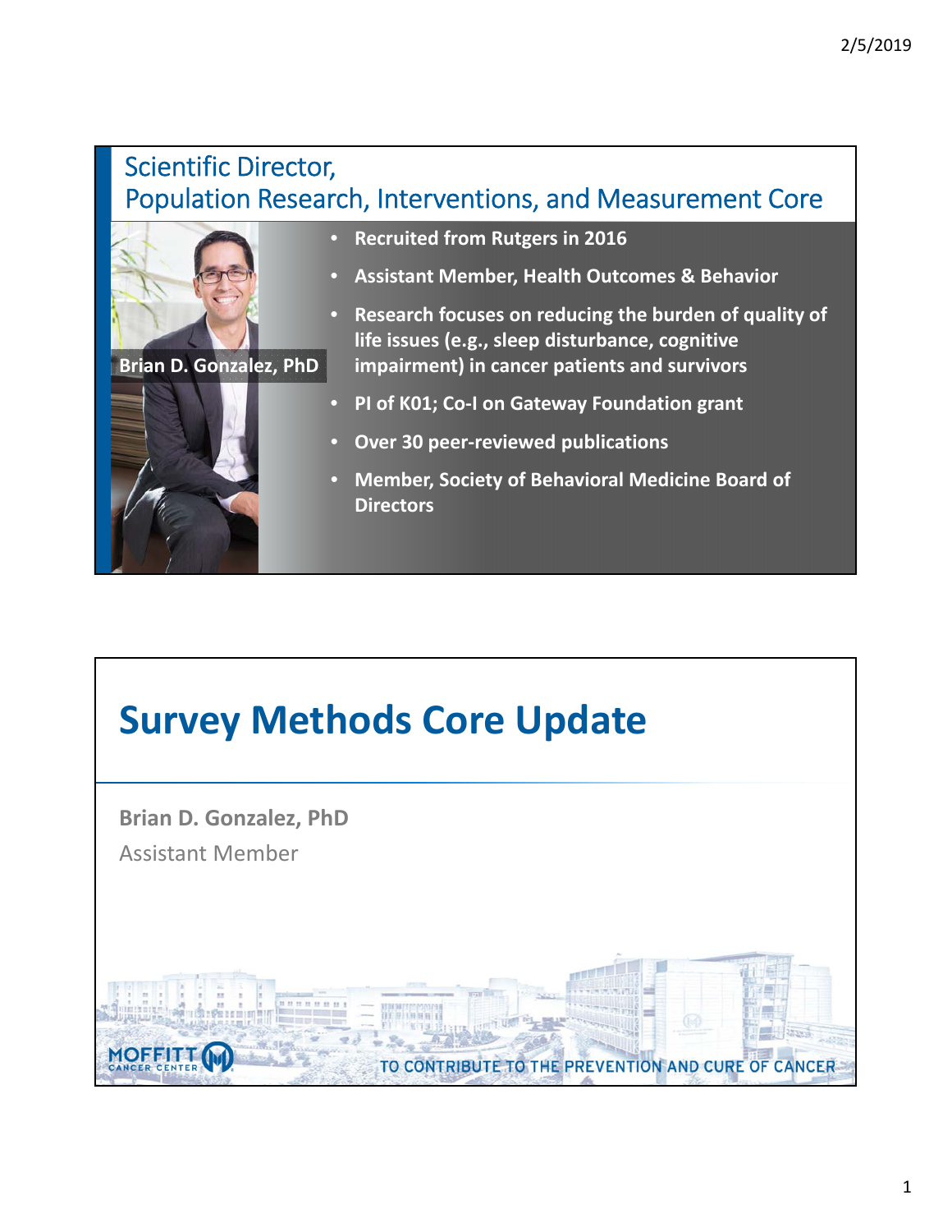## Scientific Director, Population Research, Interventions, and Measurement Core

**Brian D. Gonzalez, PhD**

- **Recruited from Rutgers in 2016**
- **Assistant Member, Health Outcomes & Behavior**
- **Research focuses on reducing the burden of quality of life issues (e.g., sleep disturbance, cognitive impairment) in cancer patients and survivors**
- **PI of K01; Co-I on Gateway Foundation grant**
- **Over 30 peer-reviewed publications**
- **Member, Society of Behavioral Medicine Board of Directors**

# Survey Methods Core Update

**Brian D. Gonzalez, PhD**

Assistant Member

MOFFITT CANCER CENTER

TO CONTRIBUTE TO THE PREVENTION AND CURE OF CANCER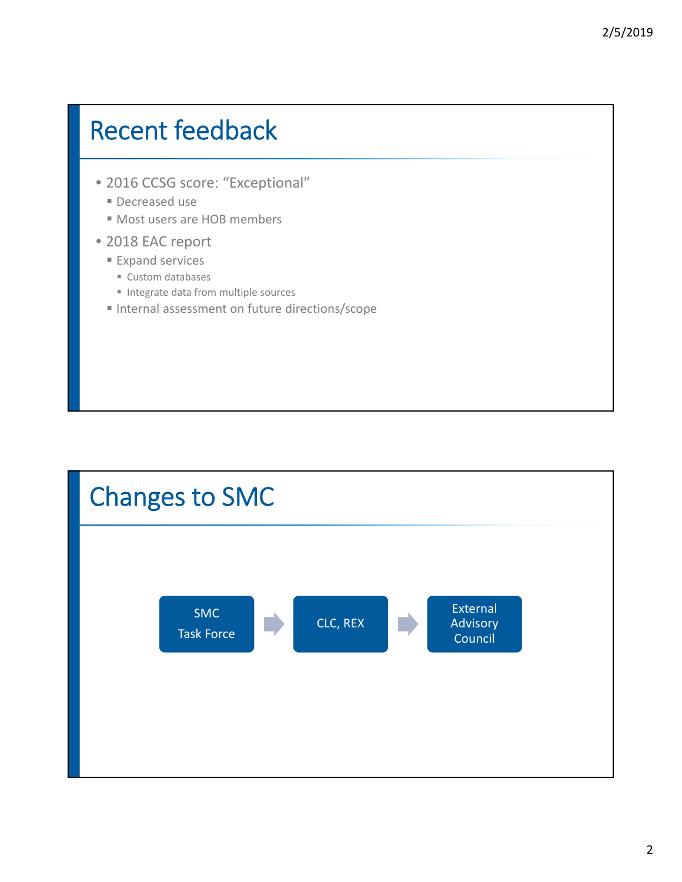## Recent feedback

- 2016 CCSG score: "Exceptional"
  - Decreased use
  - Most users are HOB members
- 2018 EAC report
  - Expand services
    - Custom databases
    - Integrate data from multiple sources
  - Internal assessment on future directions/scope

## Changes to SMC

SMC Task Force → CLC, REX → External Advisory Council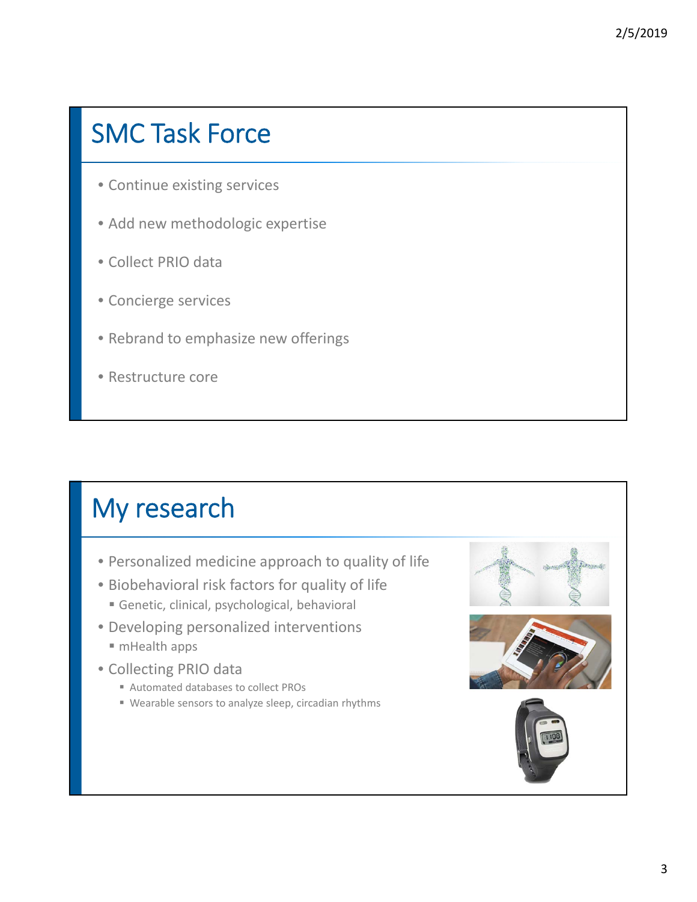## SMC Task Force

- Continue existing services
- Add new methodologic expertise
- Collect PRIO data
- Concierge services
- Rebrand to emphasize new offerings
- Restructure core

## My research

- Personalized medicine approach to quality of life
- Biobehavioral risk factors for quality of life
  - Genetic, clinical, psychological, behavioral
- Developing personalized interventions
  - mHealth apps
- Collecting PRIO data
  - Automated databases to collect PROs
  - Wearable sensors to analyze sleep, circadian rhythms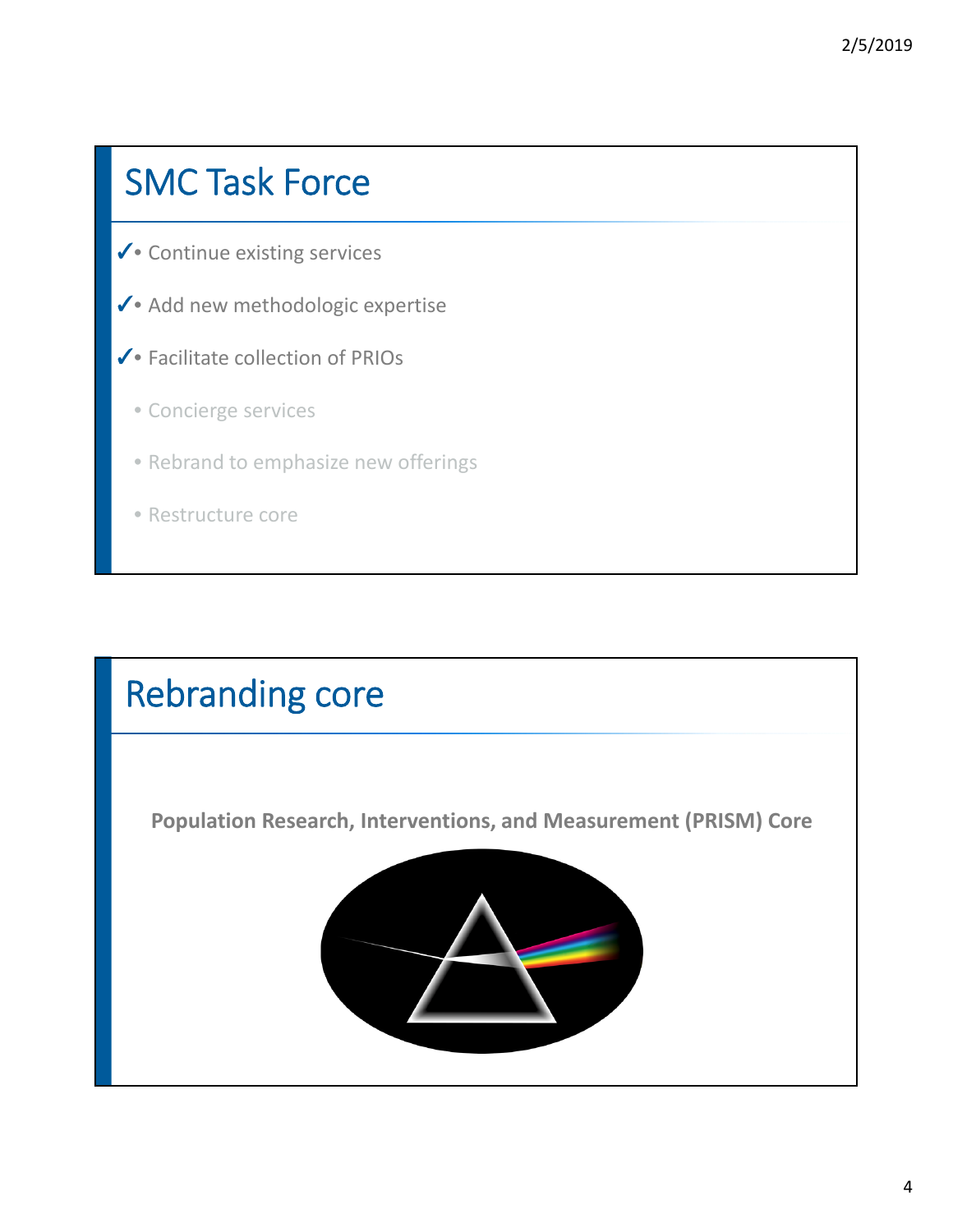## SMC Task Force

- ✓ Continue existing services
- ✓ Add new methodologic expertise
- ✓ Facilitate collection of PRIOs
- Concierge services
- Rebrand to emphasize new offerings
- Restructure core

## Rebranding core

**Population Research, Interventions, and Measurement (PRISM) Core**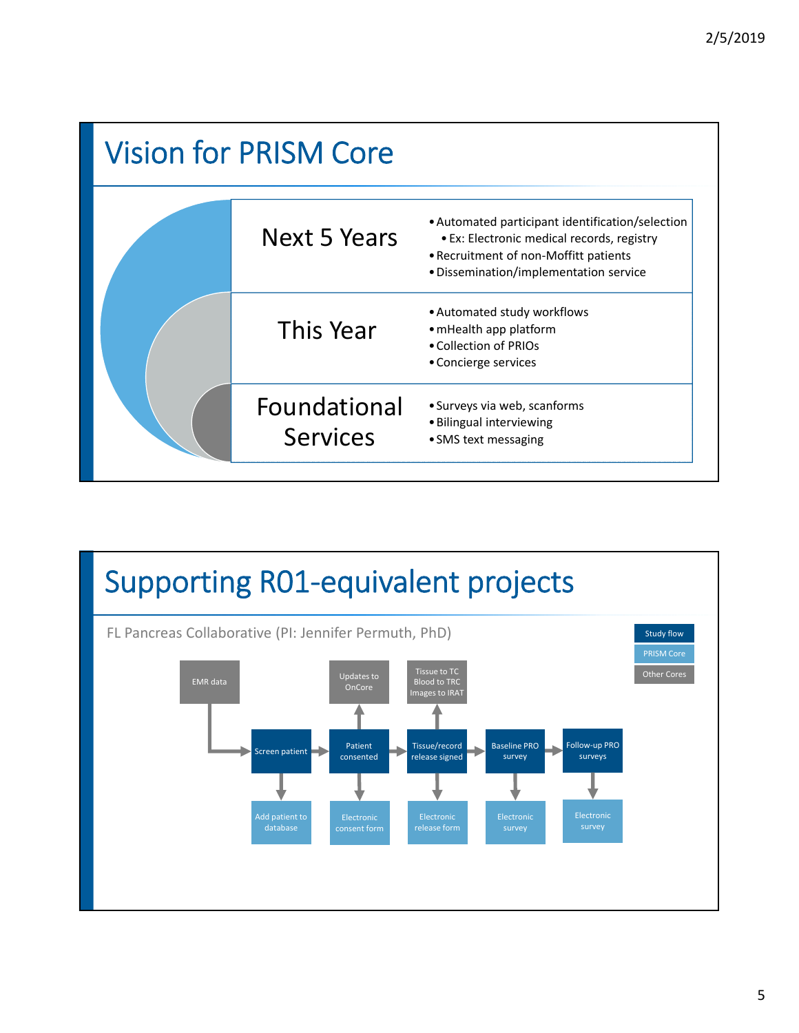## Vision for PRISM Core

| | |
|---|---|
| **Next 5 Years** | • Automated participant identification/selection<br>  • Ex: Electronic medical records, registry<br>• Recruitment of non-Moffitt patients<br>• Dissemination/implementation service |
| **This Year** | • Automated study workflows<br>• mHealth app platform<br>• Collection of PRIOs<br>• Concierge services |
| **Foundational Services** | • Surveys via web, scanforms<br>• Bilingual interviewing<br>• SMS text messaging |

## Supporting R01-equivalent projects

FL Pancreas Collaborative (PI: Jennifer Permuth, PhD)

Legend: Study flow | PRISM Core | Other Cores

- EMR data → Screen patient → Add patient to database
- Screen patient → Patient consented → Updates to OnCore; Electronic consent form
- Patient consented → Tissue/record release signed → Tissue to TC, Blood to TRC, Images to IRAT; Electronic release form
- Tissue/record release signed → Baseline PRO survey → Electronic survey
- Baseline PRO survey → Follow-up PRO surveys → Electronic survey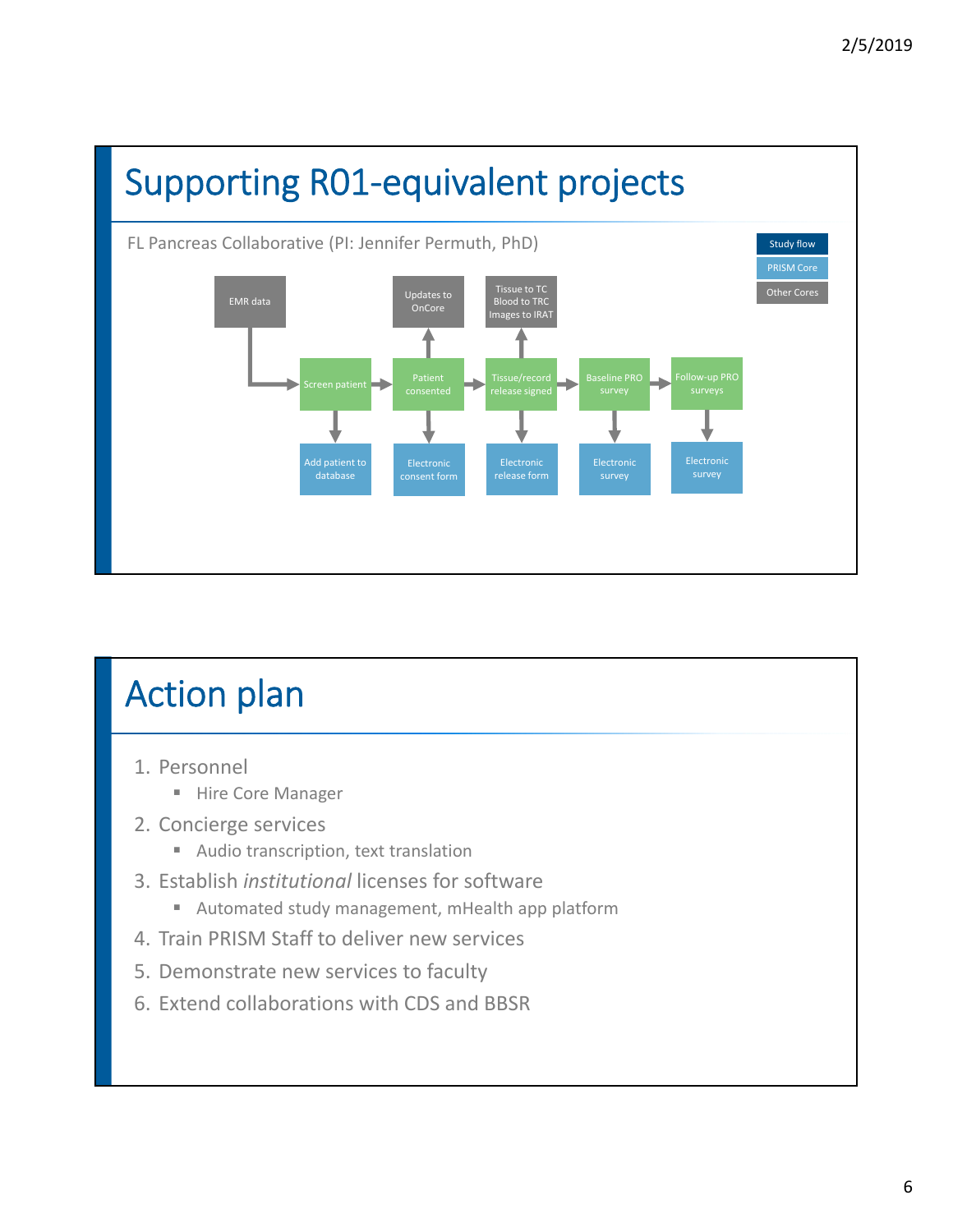## Supporting R01-equivalent projects

FL Pancreas Collaborative (PI: Jennifer Permuth, PhD)

Legend: Study flow | PRISM Core | Other Cores

**Study flow:** EMR data → Screen patient → Patient consented → Tissue/record release signed → Baseline PRO survey → Follow-up PRO surveys

**PRISM Core:**
- Screen patient → Add patient to database
- Patient consented → Electronic consent form
- Tissue/record release signed → Electronic release form
- Baseline PRO survey → Electronic survey
- Follow-up PRO surveys → Electronic survey

**Other Cores:**
- Patient consented → Updates to OnCore
- Tissue/record release signed → Tissue to TC, Blood to TRC, Images to IRAT

## Action plan

1. Personnel
   - Hire Core Manager
2. Concierge services
   - Audio transcription, text translation
3. Establish *institutional* licenses for software
   - Automated study management, mHealth app platform
4. Train PRISM Staff to deliver new services
5. Demonstrate new services to faculty
6. Extend collaborations with CDS and BBSR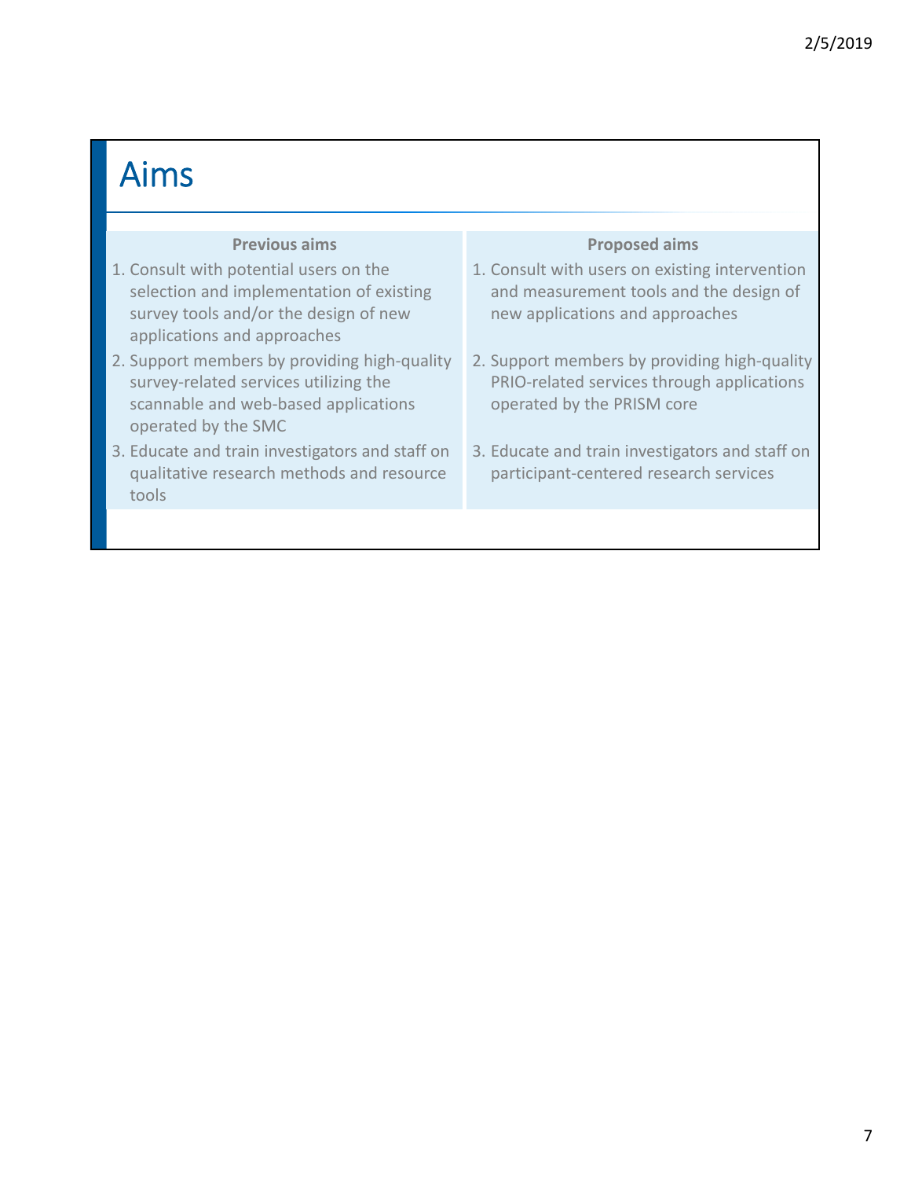# Aims

| Previous aims | Proposed aims |
| --- | --- |
| 1. Consult with potential users on the selection and implementation of existing survey tools and/or the design of new applications and approaches | 1. Consult with users on existing intervention and measurement tools and the design of new applications and approaches |
| 2. Support members by providing high-quality survey-related services utilizing the scannable and web-based applications operated by the SMC | 2. Support members by providing high-quality PRIO-related services through applications operated by the PRISM core |
| 3. Educate and train investigators and staff on qualitative research methods and resource tools | 3. Educate and train investigators and staff on participant-centered research services |